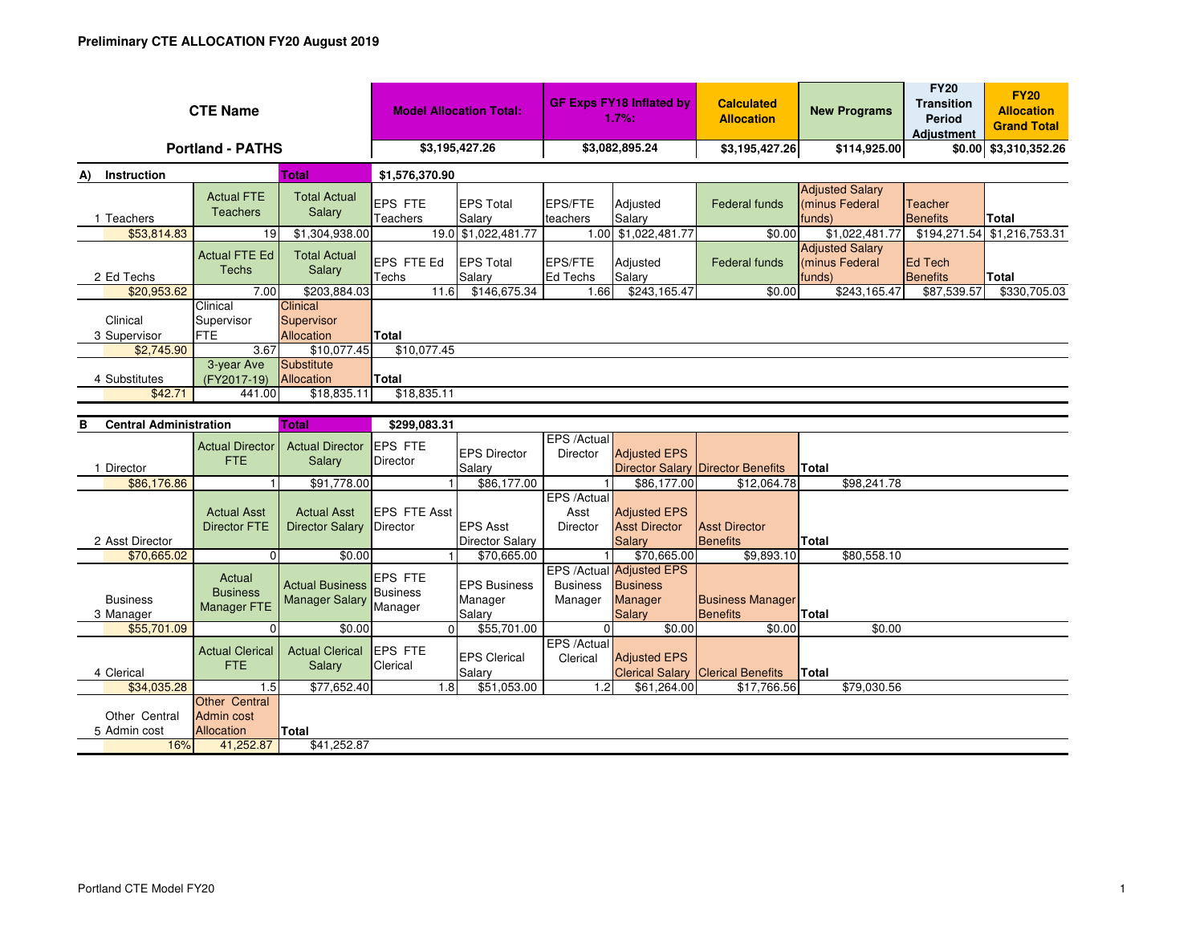**Preliminary CTE ALLOCATION FY20 August 2019**

| CTE Name | Model Allocation Total: | GF Exps FY18 Inflated by 1.7%: | Calculated Allocation | New Programs | FY20 Transition Period Adjustment | FY20 Allocation Grand Total |
|---|---|---|---|---|---|---|
| Portland - PATHS | $3,195,427.26 | $3,082,895.24 | $3,195,427.26 | $114,925.00 | $0.00 | $3,310,352.26 |

**A) Instruction** — Total: $1,576,370.90

| | | | | | | | | | | |
|---|---|---|---|---|---|---|---|---|---|---|
| 1 Teachers | Actual FTE Teachers | Total Actual Salary | EPS FTE Teachers | EPS Total Salary | EPS/FTE teachers | Adjusted Salary | Federal funds | Adjusted Salary (minus Federal funds) | Teacher Benefits | Total |
| $53,814.83 | 19 | $1,304,938.00 | 19.0 | $1,022,481.77 | 1.00 | $1,022,481.77 | $0.00 | $1,022,481.77 | $194,271.54 | $1,216,753.31 |
| 2 Ed Techs | Actual FTE Ed Techs | Total Actual Salary | EPS FTE Ed Techs | EPS Total Salary | EPS/FTE Ed Techs | Adjusted Salary | Federal funds | Adjusted Salary (minus Federal funds) | Ed Tech Benefits | Total |
| $20,953.62 | 7.00 | $203,884.03 | 11.6 | $146,675.34 | 1.66 | $243,165.47 | $0.00 | $243,165.47 | $87,539.57 | $330,705.03 |
| 3 Clinical Supervisor | Clinical Supervisor FTE | Clinical Supervisor Allocation | Total | | | | | | | |
| $2,745.90 | 3.67 | $10,077.45 | $10,077.45 | | | | | | | |
| 4 Substitutes | 3-year Ave (FY2017-19) | Substitute Allocation | Total | | | | | | | |
| $42.71 | 441.00 | $18,835.11 | $18,835.11 | | | | | | | |

**B Central Administration** — Total: $299,083.31

| | | | | | | | | |
|---|---|---|---|---|---|---|---|---|
| 1 Director | Actual Director FTE | Actual Director Salary | EPS FTE Director | EPS Director Salary | EPS /Actual Director | Adjusted EPS Director Salary | Director Benefits | Total |
| $86,176.86 | 1 | $91,778.00 | 1 | $86,177.00 | 1 | $86,177.00 | $12,064.78 | $98,241.78 |
| 2 Asst Director | Actual Asst Director FTE | Actual Asst Director Salary | EPS FTE Asst Director | EPS Asst Director Salary | EPS /Actual Asst Director | Adjusted EPS Asst Director Salary | Asst Director Benefits | Total |
| $70,665.02 | 0 | $0.00 | 1 | $70,665.00 | 1 | $70,665.00 | $9,893.10 | $80,558.10 |
| 3 Business Manager | Actual Business Manager FTE | Actual Business Manager Salary | EPS FTE Business Manager | EPS Business Manager Salary | EPS /Actual Business Manager | Adjusted EPS Business Manager Salary | Business Manager Benefits | Total |
| $55,701.09 | 0 | $0.00 | 0 | $55,701.00 | 0 | $0.00 | $0.00 | $0.00 |
| 4 Clerical | Actual Clerical FTE | Actual Clerical Salary | EPS FTE Clerical | EPS Clerical Salary | EPS /Actual Clerical | Adjusted EPS Clerical Salary | Clerical Benefits | Total |
| $34,035.28 | 1.5 | $77,652.40 | 1.8 | $51,053.00 | 1.2 | $61,264.00 | $17,766.56 | $79,030.56 |
| 5 Other Central Admin cost | Other Central Admin cost Allocation | Total | | | | | | |
| 16% | 41,252.87 | $41,252.87 | | | | | | |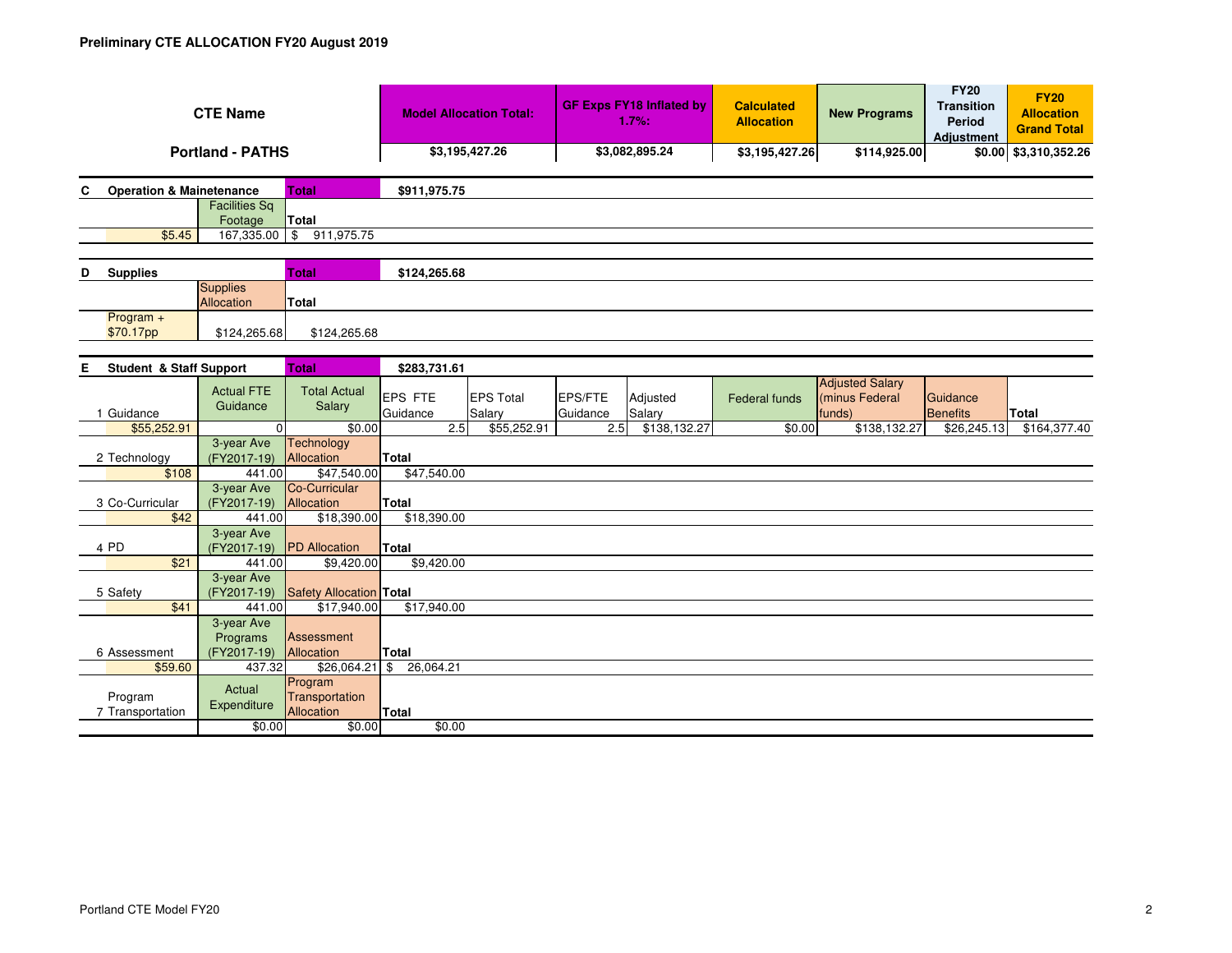**Preliminary CTE ALLOCATION FY20 August 2019**

| CTE Name | Model Allocation Total: | GF Exps FY18 Inflated by 1.7%: | Calculated Allocation | New Programs | FY20 Transition Period Adjustment | FY20 Allocation Grand Total |
|---|---|---|---|---|---|---|
| Portland - PATHS | $3,195,427.26 | $3,082,895.24 | $3,195,427.26 | $114,925.00 | $0.00 | $3,310,352.26 |

| C | Operation & Mainetenance | | Total | $911,975.75 |
|---|---|---|---|---|
| | | Facilities Sq Footage | Total | |
| | $5.45 | 167,335.00 | $ 911,975.75 | |

| D | Supplies | | Total | $124,265.68 |
|---|---|---|---|---|
| | | Supplies Allocation | Total | |
| | Program + $70.17pp | $124,265.68 | $124,265.68 | |

| E | Student & Staff Support | | Total | $283,731.61 | | | | | | | |
|---|---|---|---|---|---|---|---|---|---|---|---|
| | 1 Guidance | Actual FTE Guidance | Total Actual Salary | EPS FTE Guidance | EPS Total Salary | EPS/FTE Guidance | Adjusted Salary | Federal funds | Adjusted Salary (minus Federal funds) | Guidance Benefits | Total |
| | $55,252.91 | 0 | $0.00 | 2.5 | $55,252.91 | 2.5 | $138,132.27 | $0.00 | $138,132.27 | $26,245.13 | $164,377.40 |
| | 2 Technology | 3-year Ave (FY2017-19) | Technology Allocation | Total | | | | | | | |
| | $108 | 441.00 | $47,540.00 | $47,540.00 | | | | | | | |
| | 3 Co-Curricular | 3-year Ave (FY2017-19) | Co-Curricular Allocation | Total | | | | | | | |
| | $42 | 441.00 | $18,390.00 | $18,390.00 | | | | | | | |
| | 4 PD | 3-year Ave (FY2017-19) | PD Allocation | Total | | | | | | | |
| | $21 | 441.00 | $9,420.00 | $9,420.00 | | | | | | | |
| | 5 Safety | 3-year Ave (FY2017-19) | Safety Allocation | Total | | | | | | | |
| | $41 | 441.00 | $17,940.00 | $17,940.00 | | | | | | | |
| | 6 Assessment | 3-year Ave Programs (FY2017-19) | Assessment Allocation | Total | | | | | | | |
| | $59.60 | 437.32 | $26,064.21 | $ 26,064.21 | | | | | | | |
| | Program 7 Transportation | Actual Expenditure | Program Transportation Allocation | Total | | | | | | | |
| | | $0.00 | $0.00 | $0.00 | | | | | | | |

Portland CTE Model FY20